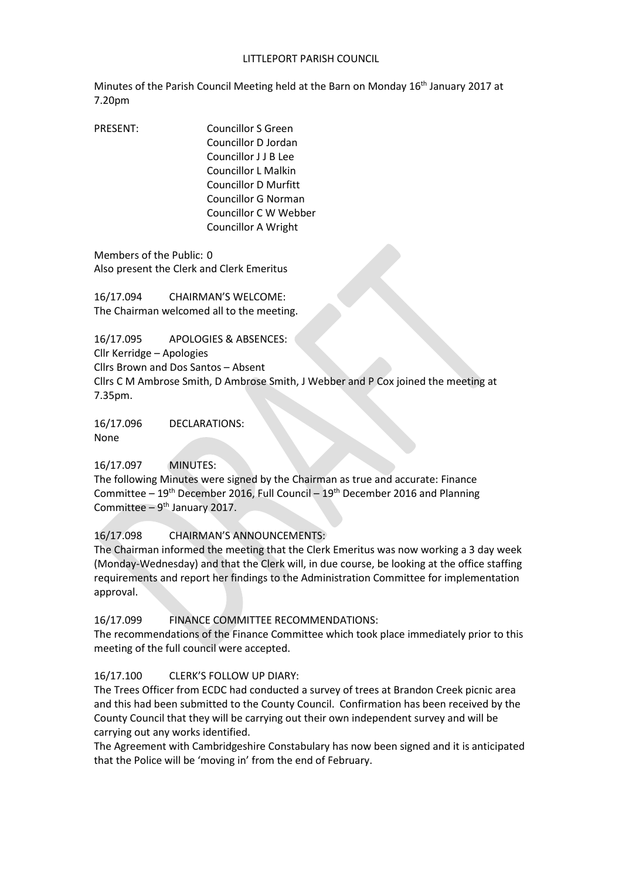# LITTLEPORT PARISH COUNCIL

Minutes of the Parish Council Meeting held at the Barn on Monday 16th January 2017 at 7.20pm

PRESENT: Councillor S Green
Councillor D Jordan
Councillor J J B Lee
Councillor L Malkin
Councillor D Murfitt
Councillor G Norman
Councillor C W Webber
Councillor A Wright

Members of the Public: 0
Also present the Clerk and Clerk Emeritus

16/17.094 CHAIRMAN'S WELCOME:
The Chairman welcomed all to the meeting.

16/17.095 APOLOGIES & ABSENCES:
Cllr Kerridge – Apologies
Cllrs Brown and Dos Santos – Absent
Cllrs C M Ambrose Smith, D Ambrose Smith, J Webber and P Cox joined the meeting at 7.35pm.

16/17.096 DECLARATIONS:
None

16/17.097 MINUTES:
The following Minutes were signed by the Chairman as true and accurate: Finance Committee – 19th December 2016, Full Council – 19th December 2016 and Planning Committee – 9th January 2017.

16/17.098 CHAIRMAN'S ANNOUNCEMENTS:
The Chairman informed the meeting that the Clerk Emeritus was now working a 3 day week (Monday-Wednesday) and that the Clerk will, in due course, be looking at the office staffing requirements and report her findings to the Administration Committee for implementation approval.

16/17.099 FINANCE COMMITTEE RECOMMENDATIONS:
The recommendations of the Finance Committee which took place immediately prior to this meeting of the full council were accepted.

16/17.100 CLERK'S FOLLOW UP DIARY:
The Trees Officer from ECDC had conducted a survey of trees at Brandon Creek picnic area and this had been submitted to the County Council. Confirmation has been received by the County Council that they will be carrying out their own independent survey and will be carrying out any works identified.
The Agreement with Cambridgeshire Constabulary has now been signed and it is anticipated that the Police will be 'moving in' from the end of February.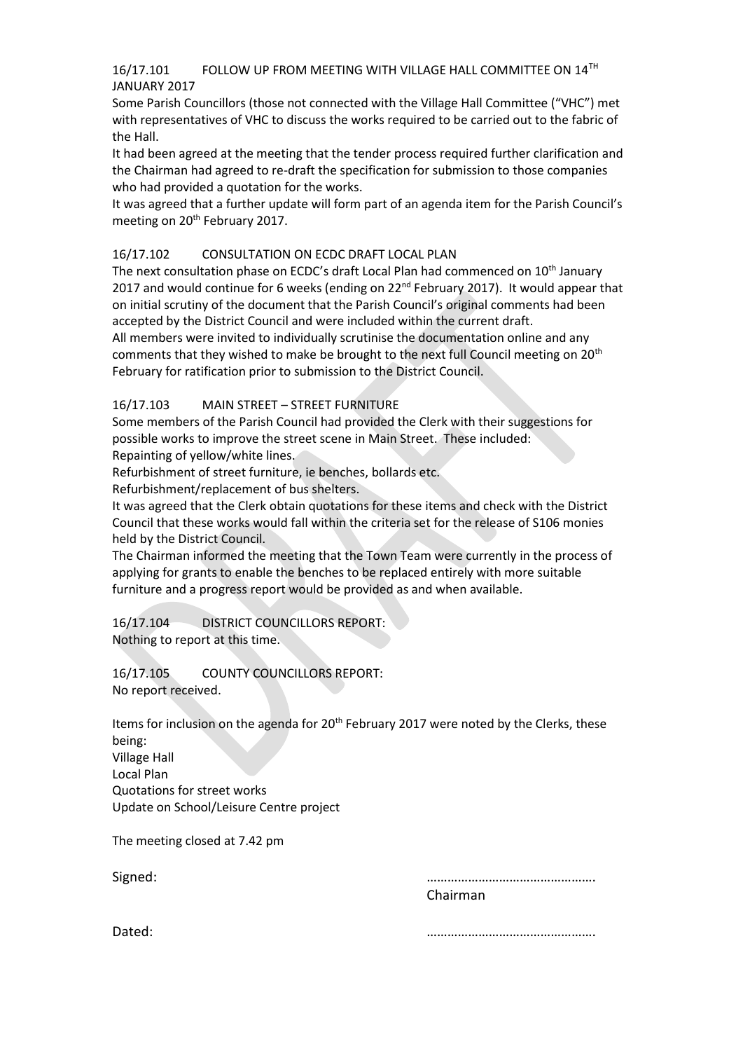16/17.101 FOLLOW UP FROM MEETING WITH VILLAGE HALL COMMITTEE ON 14TH JANUARY 2017

Some Parish Councillors (those not connected with the Village Hall Committee ("VHC") met with representatives of VHC to discuss the works required to be carried out to the fabric of the Hall.

It had been agreed at the meeting that the tender process required further clarification and the Chairman had agreed to re-draft the specification for submission to those companies who had provided a quotation for the works.

It was agreed that a further update will form part of an agenda item for the Parish Council's meeting on 20th February 2017.

16/17.102 CONSULTATION ON ECDC DRAFT LOCAL PLAN

The next consultation phase on ECDC's draft Local Plan had commenced on 10th January 2017 and would continue for 6 weeks (ending on 22nd February 2017). It would appear that on initial scrutiny of the document that the Parish Council's original comments had been accepted by the District Council and were included within the current draft.

All members were invited to individually scrutinise the documentation online and any comments that they wished to make be brought to the next full Council meeting on 20th February for ratification prior to submission to the District Council.

16/17.103 MAIN STREET – STREET FURNITURE

Some members of the Parish Council had provided the Clerk with their suggestions for possible works to improve the street scene in Main Street. These included:

Repainting of yellow/white lines.

Refurbishment of street furniture, ie benches, bollards etc.

Refurbishment/replacement of bus shelters.

It was agreed that the Clerk obtain quotations for these items and check with the District Council that these works would fall within the criteria set for the release of S106 monies held by the District Council.

The Chairman informed the meeting that the Town Team were currently in the process of applying for grants to enable the benches to be replaced entirely with more suitable furniture and a progress report would be provided as and when available.

16/17.104 DISTRICT COUNCILLORS REPORT:

Nothing to report at this time.

16/17.105 COUNTY COUNCILLORS REPORT:

No report received.

Items for inclusion on the agenda for 20th February 2017 were noted by the Clerks, these being:

Village Hall

Local Plan

Quotations for street works

Update on School/Leisure Centre project

The meeting closed at 7.42 pm

Signed: ………………………………………….

Chairman

Dated: ………………………………………….